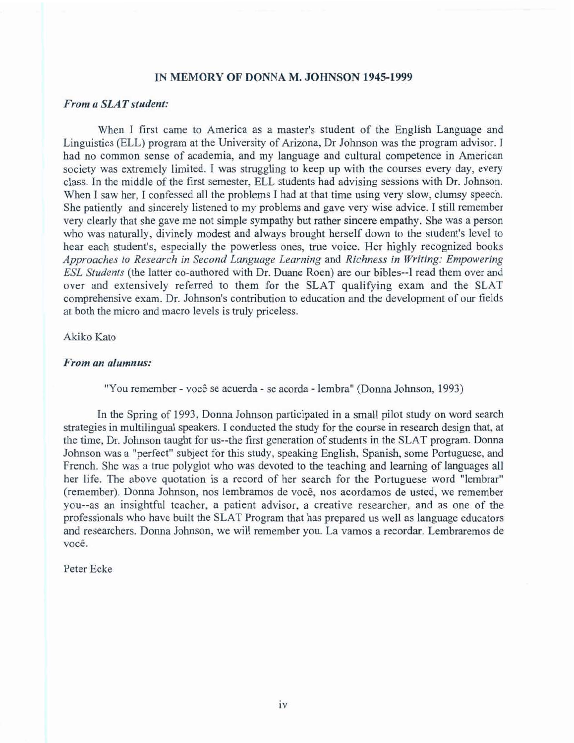## IN MEMORY OF DONNA M. JOHNSON 1945-1999

***From a SLAT student:***

When I first came to America as a master's student of the English Language and Linguistics (ELL) program at the University of Arizona, Dr Johnson was the program advisor. I had no common sense of academia, and my language and cultural competence in American society was extremely limited. I was struggling to keep up with the courses every day, every class. In the middle of the first semester, ELL students had advising sessions with Dr. Johnson. When I saw her, I confessed all the problems I had at that time using very slow, clumsy speech. She patiently and sincerely listened to my problems and gave very wise advice. I still remember very clearly that she gave me not simple sympathy but rather sincere empathy. She was a person who was naturally, divinely modest and always brought herself down to the student's level to hear each student's, especially the powerless ones, true voice. Her highly recognized books *Approaches to Research in Second Language Learning* and *Richness in Writing: Empowering ESL Students* (the latter co-authored with Dr. Duane Roen) are our bibles--I read them over and over and extensively referred to them for the SLAT qualifying exam and the SLAT comprehensive exam. Dr. Johnson's contribution to education and the development of our fields at both the micro and macro levels is truly priceless.

Akiko Kato

***From an alumnus:***

"You remember - você se acuerda - se acorda - lembra" (Donna Johnson, 1993)

In the Spring of 1993, Donna Johnson participated in a small pilot study on word search strategies in multilingual speakers. I conducted the study for the course in research design that, at the time, Dr. Johnson taught for us--the first generation of students in the SLAT program. Donna Johnson was a "perfect" subject for this study, speaking English, Spanish, some Portuguese, and French. She was a true polyglot who was devoted to the teaching and learning of languages all her life. The above quotation is a record of her search for the Portuguese word "lembrar" (remember). Donna Johnson, nos lembramos de você, nos acordamos de usted, we remember you--as an insightful teacher, a patient advisor, a creative researcher, and as one of the professionals who have built the SLAT Program that has prepared us well as language educators and researchers. Donna Johnson, we will remember you. La vamos a recordar. Lembraremos de você.

Peter Ecke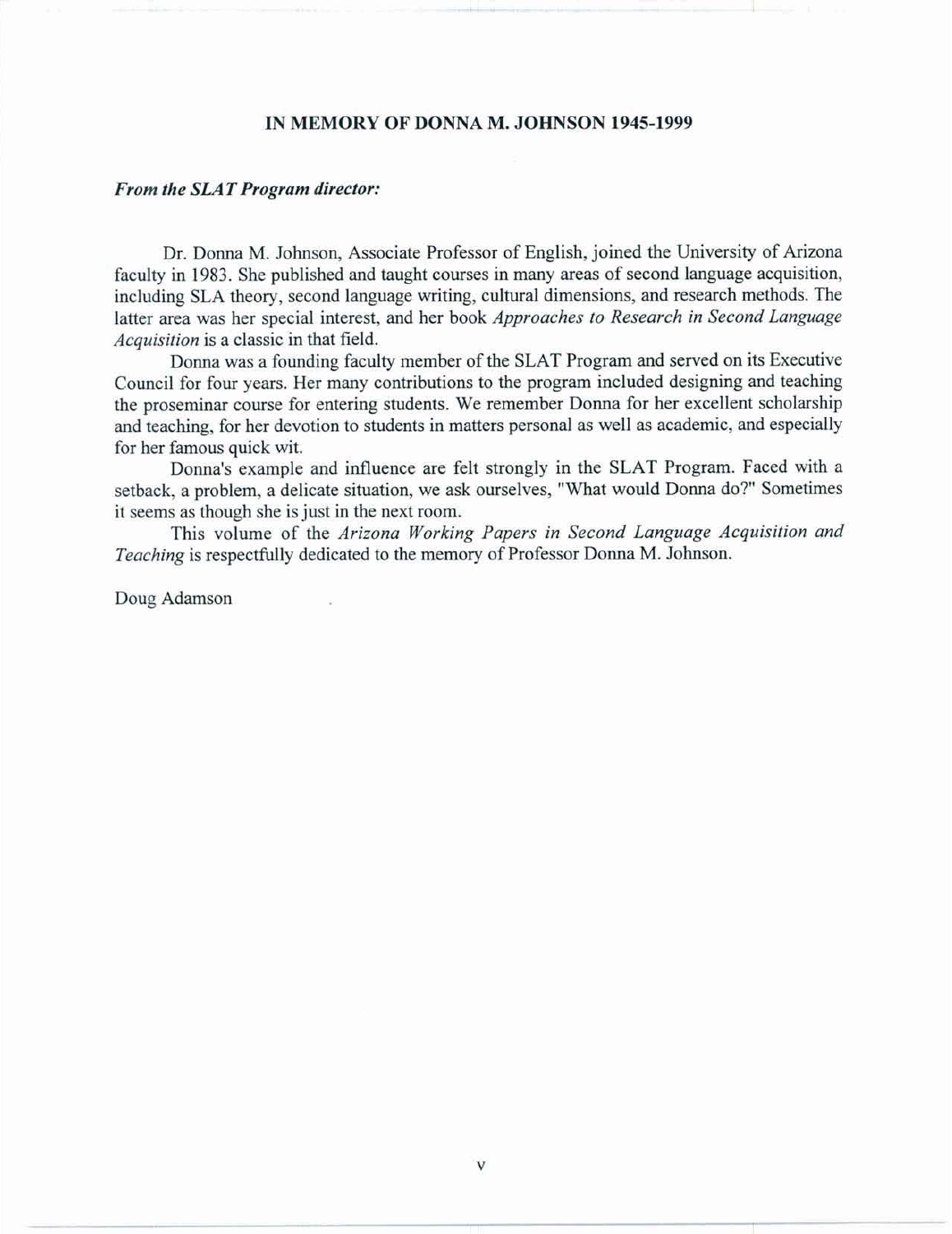## IN MEMORY OF DONNA M. JOHNSON 1945-1999

***From the SLAT Program director:***

Dr. Donna M. Johnson, Associate Professor of English, joined the University of Arizona faculty in 1983. She published and taught courses in many areas of second language acquisition, including SLA theory, second language writing, cultural dimensions, and research methods. The latter area was her special interest, and her book *Approaches to Research in Second Language Acquisition* is a classic in that field.

Donna was a founding faculty member of the SLAT Program and served on its Executive Council for four years. Her many contributions to the program included designing and teaching the proseminar course for entering students. We remember Donna for her excellent scholarship and teaching, for her devotion to students in matters personal as well as academic, and especially for her famous quick wit.

Donna's example and influence are felt strongly in the SLAT Program. Faced with a setback, a problem, a delicate situation, we ask ourselves, "What would Donna do?" Sometimes it seems as though she is just in the next room.

This volume of the *Arizona Working Papers in Second Language Acquisition and Teaching* is respectfully dedicated to the memory of Professor Donna M. Johnson.

Doug Adamson